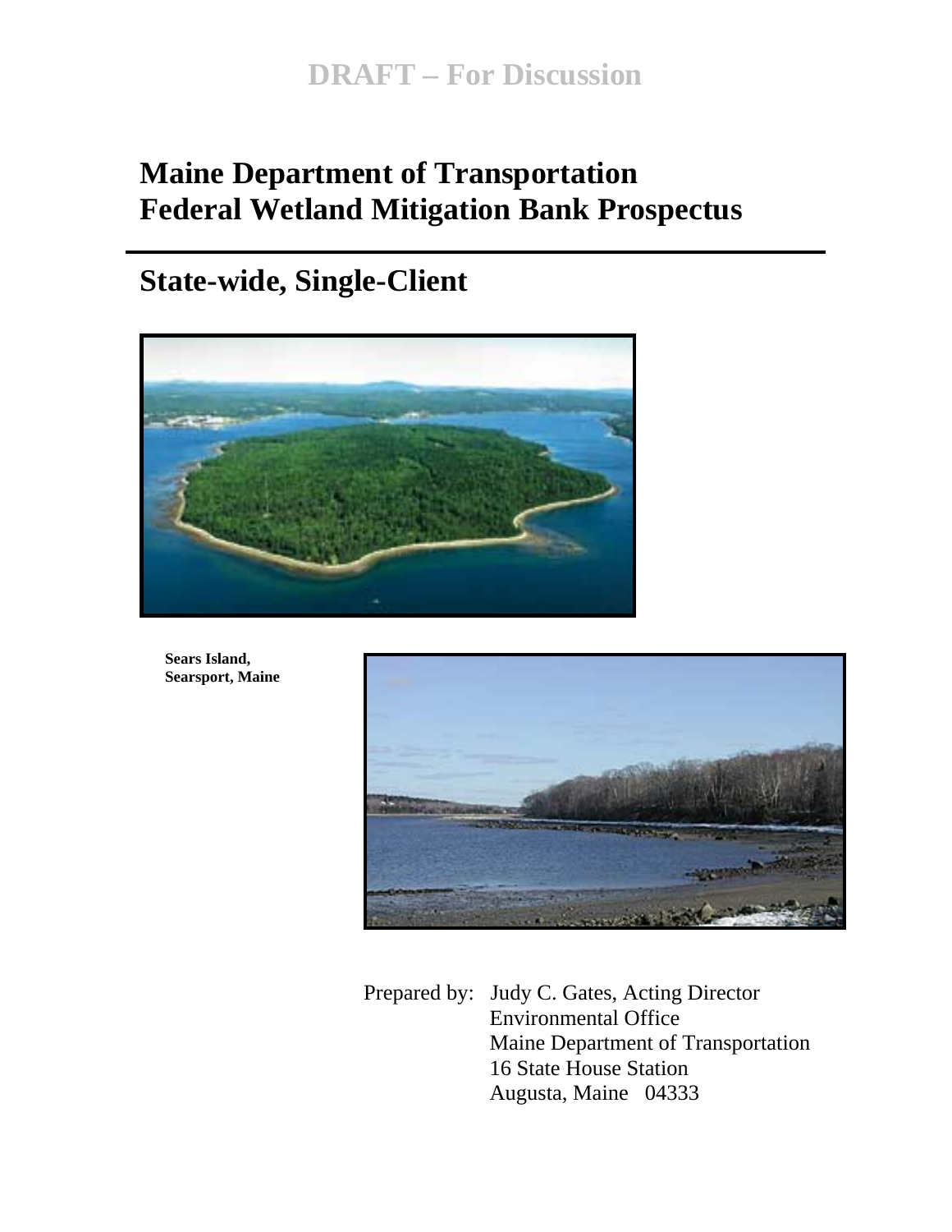DRAFT – For Discussion

# Maine Department of Transportation Federal Wetland Mitigation Bank Prospectus

## State-wide, Single-Client

**Sears Island, Searsport, Maine**

Prepared by: Judy C. Gates, Acting Director
Environmental Office
Maine Department of Transportation
16 State House Station
Augusta, Maine 04333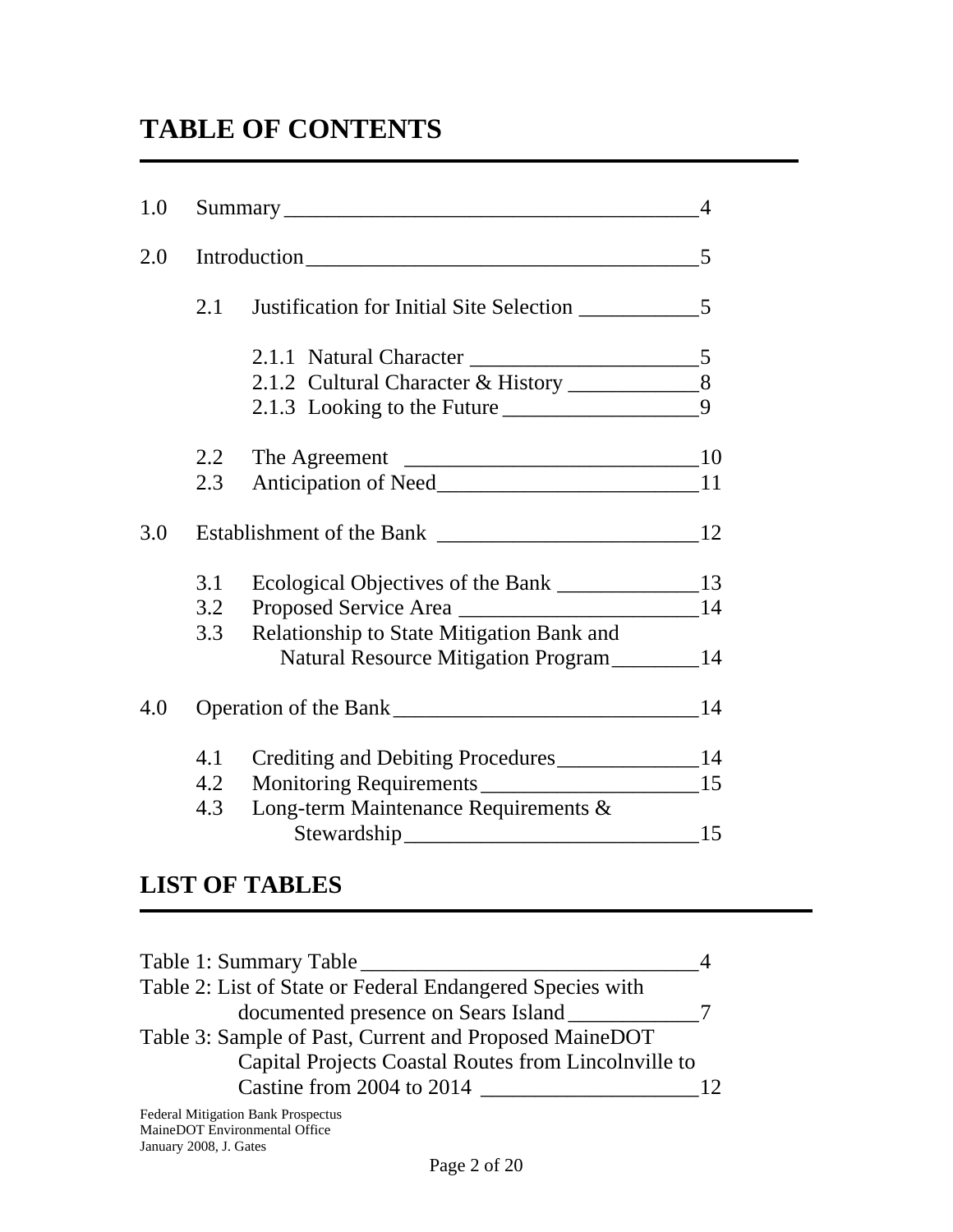# TABLE OF CONTENTS

1.0 Summary ____________________________________ 4

2.0 Introduction __________________________________ 5

- 2.1 Justification for Initial Site Selection ___________ 5
  - 2.1.1 Natural Character _____________________ 5
  - 2.1.2 Cultural Character & History ____________ 8
  - 2.1.3 Looking to the Future __________________ 9
- 2.2 The Agreement ___________________________ 10
- 2.3 Anticipation of Need ________________________ 11

3.0 Establishment of the Bank ________________________ 12

- 3.1 Ecological Objectives of the Bank _____________ 13
- 3.2 Proposed Service Area ______________________ 14
- 3.3 Relationship to State Mitigation Bank and Natural Resource Mitigation Program ________ 14

4.0 Operation of the Bank ____________________________ 14

- 4.1 Crediting and Debiting Procedures _____________ 14
- 4.2 Monitoring Requirements ____________________ 15
- 4.3 Long-term Maintenance Requirements & Stewardship ___________________________ 15

# LIST OF TABLES

Table 1: Summary Table _______________________________ 4

Table 2: List of State or Federal Endangered Species with documented presence on Sears Island ____________ 7

Table 3: Sample of Past, Current and Proposed MaineDOT Capital Projects Coastal Routes from Lincolnville to Castine from 2004 to 2014 ____________________ 12

Federal Mitigation Bank Prospectus
MaineDOT Environmental Office
January 2008, J. Gates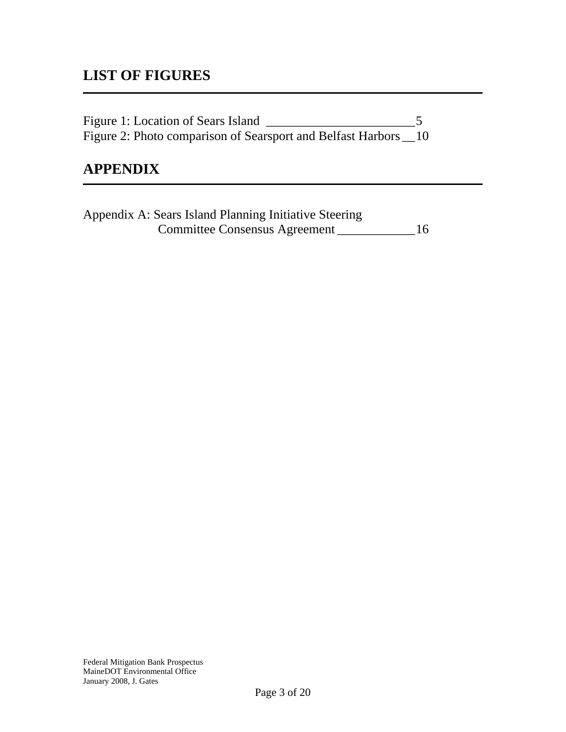## LIST OF FIGURES

Figure 1: Location of Sears Island _______________________5
Figure 2: Photo comparison of Searsport and Belfast Harbors __10

## APPENDIX

Appendix A: Sears Island Planning Initiative Steering
Committee Consensus Agreement ____________16

Federal Mitigation Bank Prospectus
MaineDOT Environmental Office
January 2008, J. Gates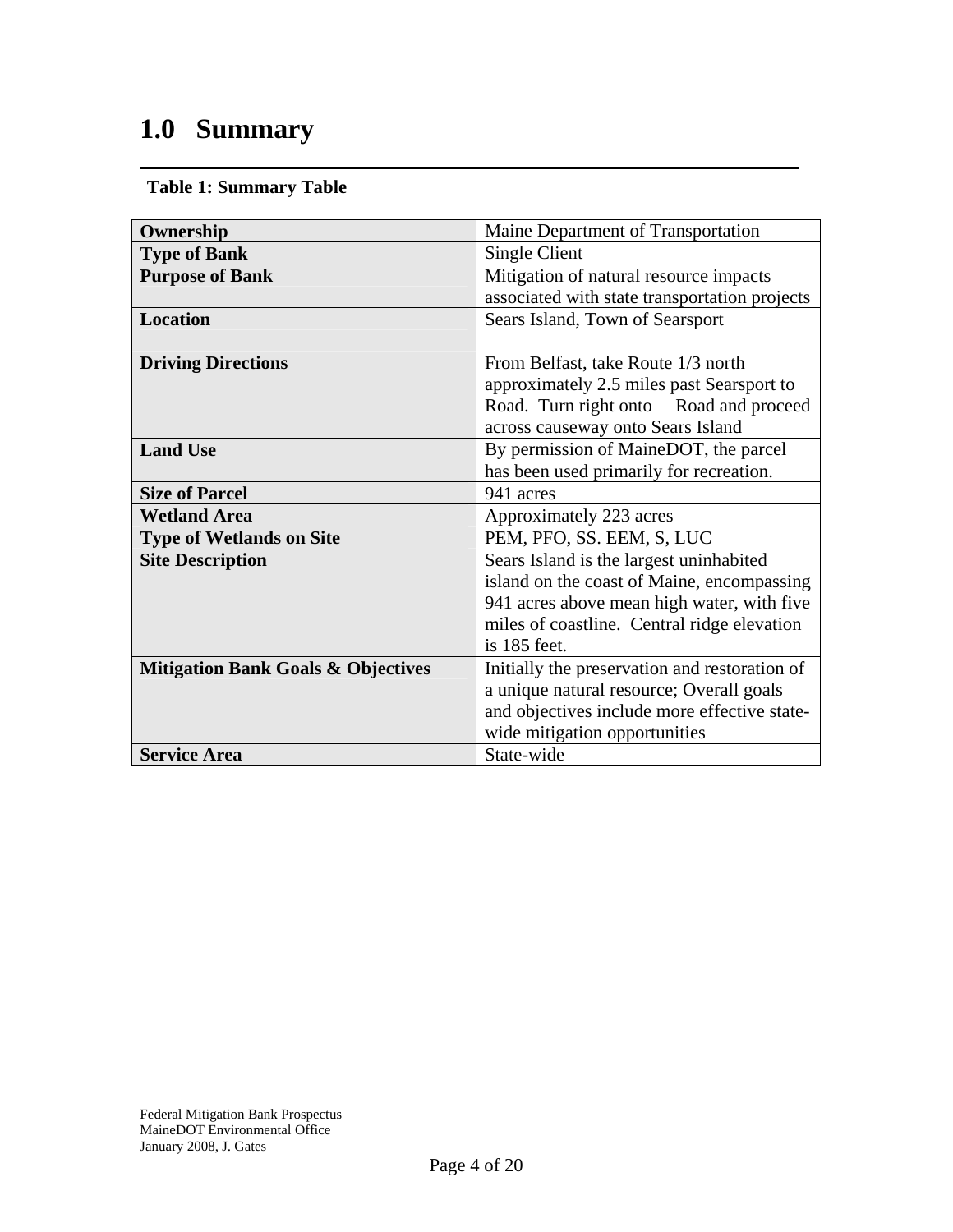# 1.0 Summary

**Table 1: Summary Table**

| | |
|---|---|
| **Ownership** | Maine Department of Transportation |
| **Type of Bank** | Single Client |
| **Purpose of Bank** | Mitigation of natural resource impacts associated with state transportation projects |
| **Location** | Sears Island, Town of Searsport |
| **Driving Directions** | From Belfast, take Route 1/3 north approximately 2.5 miles past Searsport to Road. Turn right onto Road and proceed across causeway onto Sears Island |
| **Land Use** | By permission of MaineDOT, the parcel has been used primarily for recreation. |
| **Size of Parcel** | 941 acres |
| **Wetland Area** | Approximately 223 acres |
| **Type of Wetlands on Site** | PEM, PFO, SS. EEM, S, LUC |
| **Site Description** | Sears Island is the largest uninhabited island on the coast of Maine, encompassing 941 acres above mean high water, with five miles of coastline. Central ridge elevation is 185 feet. |
| **Mitigation Bank Goals & Objectives** | Initially the preservation and restoration of a unique natural resource; Overall goals and objectives include more effective state-wide mitigation opportunities |
| **Service Area** | State-wide |

Federal Mitigation Bank Prospectus
MaineDOT Environmental Office
January 2008, J. Gates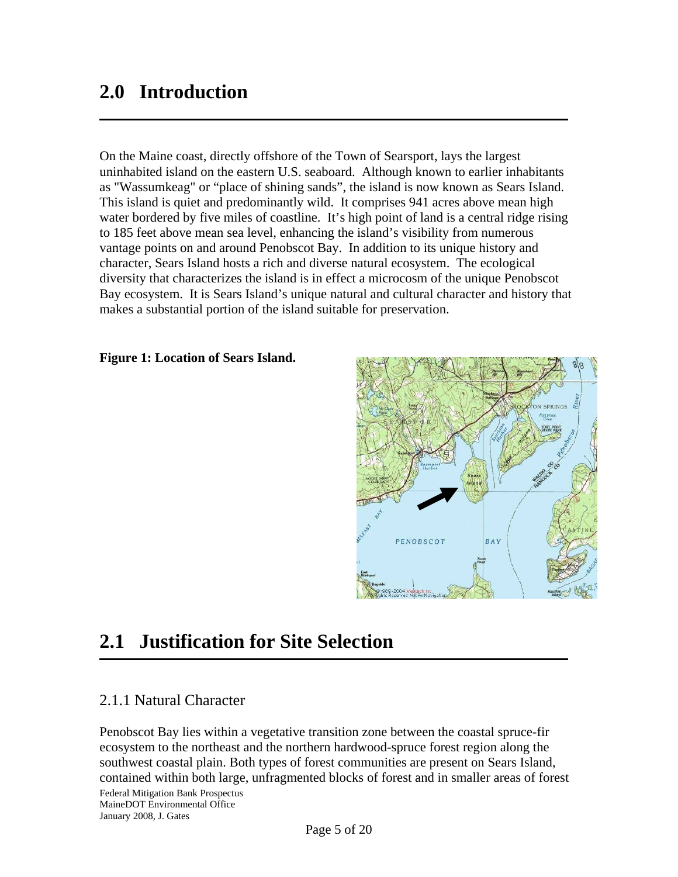# 2.0 Introduction

On the Maine coast, directly offshore of the Town of Searsport, lays the largest uninhabited island on the eastern U.S. seaboard. Although known to earlier inhabitants as "Wassumkeag" or "place of shining sands", the island is now known as Sears Island. This island is quiet and predominantly wild. It comprises 941 acres above mean high water bordered by five miles of coastline. It's high point of land is a central ridge rising to 185 feet above mean sea level, enhancing the island's visibility from numerous vantage points on and around Penobscot Bay. In addition to its unique history and character, Sears Island hosts a rich and diverse natural ecosystem. The ecological diversity that characterizes the island is in effect a microcosm of the unique Penobscot Bay ecosystem. It is Sears Island's unique natural and cultural character and history that makes a substantial portion of the island suitable for preservation.

**Figure 1: Location of Sears Island.**

# 2.1 Justification for Site Selection

## 2.1.1 Natural Character

Penobscot Bay lies within a vegetative transition zone between the coastal spruce-fir ecosystem to the northeast and the northern hardwood-spruce forest region along the southwest coastal plain. Both types of forest communities are present on Sears Island, contained within both large, unfragmented blocks of forest and in smaller areas of forest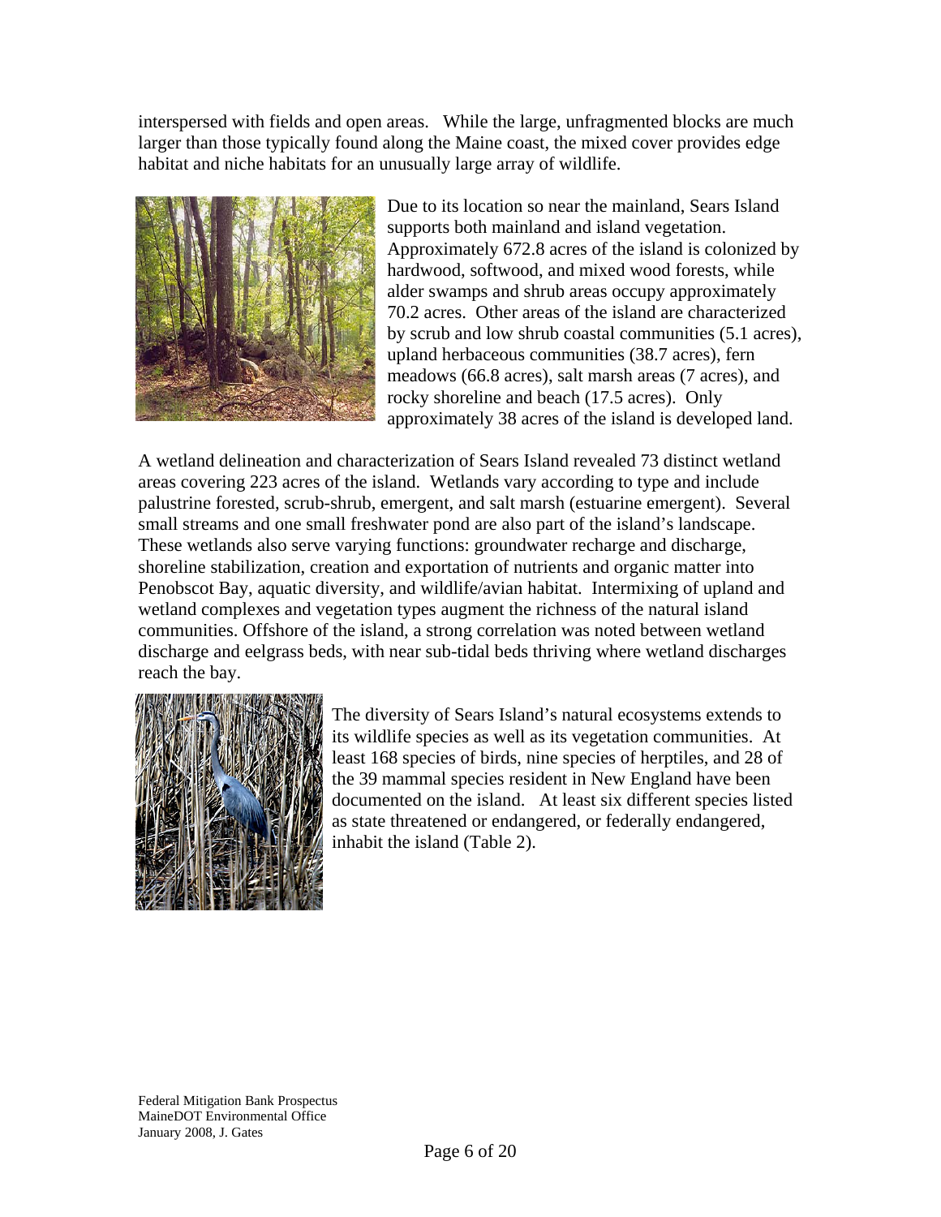interspersed with fields and open areas. While the large, unfragmented blocks are much larger than those typically found along the Maine coast, the mixed cover provides edge habitat and niche habitats for an unusually large array of wildlife.

Due to its location so near the mainland, Sears Island supports both mainland and island vegetation. Approximately 672.8 acres of the island is colonized by hardwood, softwood, and mixed wood forests, while alder swamps and shrub areas occupy approximately 70.2 acres. Other areas of the island are characterized by scrub and low shrub coastal communities (5.1 acres), upland herbaceous communities (38.7 acres), fern meadows (66.8 acres), salt marsh areas (7 acres), and rocky shoreline and beach (17.5 acres). Only approximately 38 acres of the island is developed land.

A wetland delineation and characterization of Sears Island revealed 73 distinct wetland areas covering 223 acres of the island. Wetlands vary according to type and include palustrine forested, scrub-shrub, emergent, and salt marsh (estuarine emergent). Several small streams and one small freshwater pond are also part of the island's landscape. These wetlands also serve varying functions: groundwater recharge and discharge, shoreline stabilization, creation and exportation of nutrients and organic matter into Penobscot Bay, aquatic diversity, and wildlife/avian habitat. Intermixing of upland and wetland complexes and vegetation types augment the richness of the natural island communities. Offshore of the island, a strong correlation was noted between wetland discharge and eelgrass beds, with near sub-tidal beds thriving where wetland discharges reach the bay.

The diversity of Sears Island's natural ecosystems extends to its wildlife species as well as its vegetation communities. At least 168 species of birds, nine species of herptiles, and 28 of the 39 mammal species resident in New England have been documented on the island. At least six different species listed as state threatened or endangered, or federally endangered, inhabit the island (Table 2).

Federal Mitigation Bank Prospectus
MaineDOT Environmental Office
January 2008, J. Gates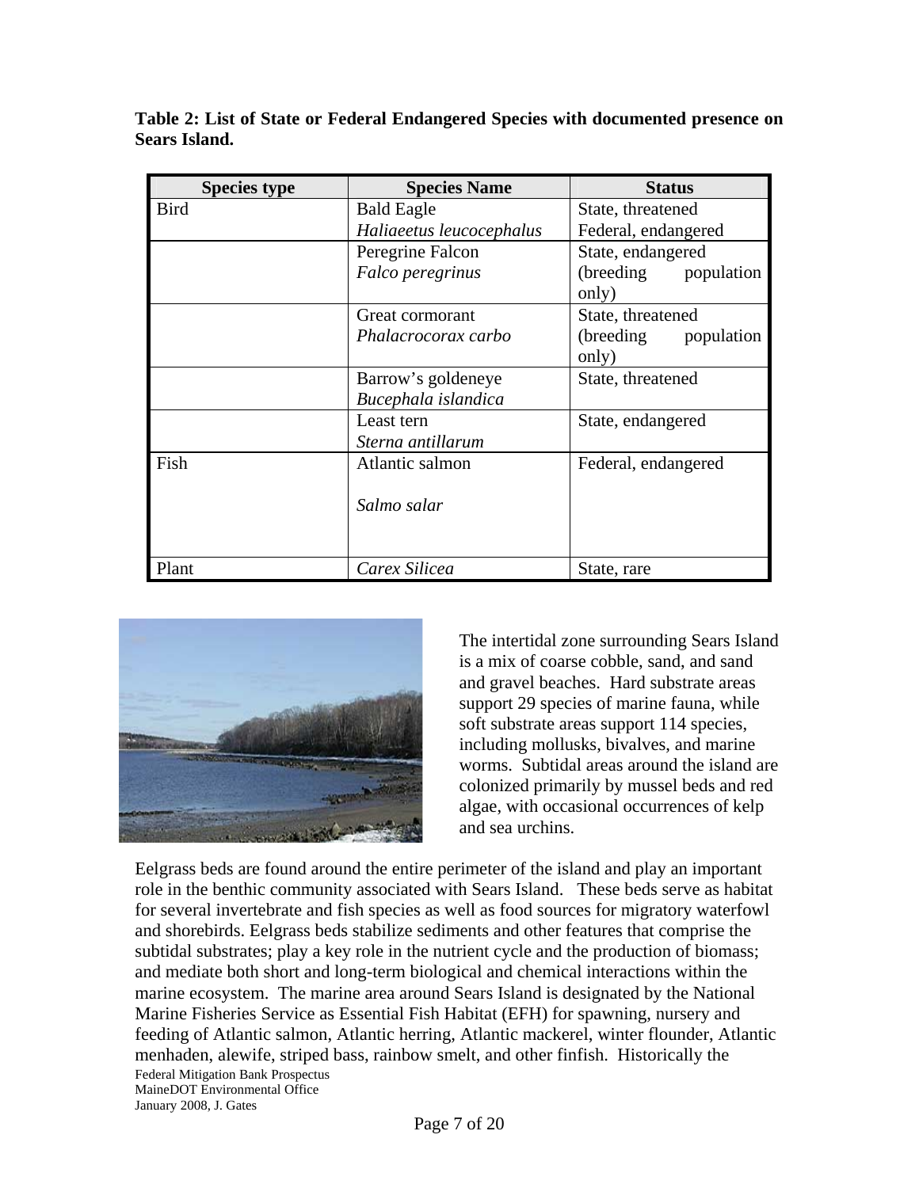**Table 2: List of State or Federal Endangered Species with documented presence on Sears Island.**

| Species type | Species Name | Status |
|---|---|---|
| Bird | Bald Eagle *Haliaeetus leucocephalus* | State, threatened Federal, endangered |
| | Peregrine Falcon *Falco peregrinus* | State, endangered (breeding population only) |
| | Great cormorant *Phalacrocorax carbo* | State, threatened (breeding population only) |
| | Barrow's goldeneye *Bucephala islandica* | State, threatened |
| | Least tern *Sterna antillarum* | State, endangered |
| Fish | Atlantic salmon *Salmo salar* | Federal, endangered |
| Plant | *Carex Silicea* | State, rare |

The intertidal zone surrounding Sears Island is a mix of coarse cobble, sand, and sand and gravel beaches. Hard substrate areas support 29 species of marine fauna, while soft substrate areas support 114 species, including mollusks, bivalves, and marine worms. Subtidal areas around the island are colonized primarily by mussel beds and red algae, with occasional occurrences of kelp and sea urchins.

Eelgrass beds are found around the entire perimeter of the island and play an important role in the benthic community associated with Sears Island. These beds serve as habitat for several invertebrate and fish species as well as food sources for migratory waterfowl and shorebirds. Eelgrass beds stabilize sediments and other features that comprise the subtidal substrates; play a key role in the nutrient cycle and the production of biomass; and mediate both short and long-term biological and chemical interactions within the marine ecosystem. The marine area around Sears Island is designated by the National Marine Fisheries Service as Essential Fish Habitat (EFH) for spawning, nursery and feeding of Atlantic salmon, Atlantic herring, Atlantic mackerel, winter flounder, Atlantic menhaden, alewife, striped bass, rainbow smelt, and other finfish. Historically the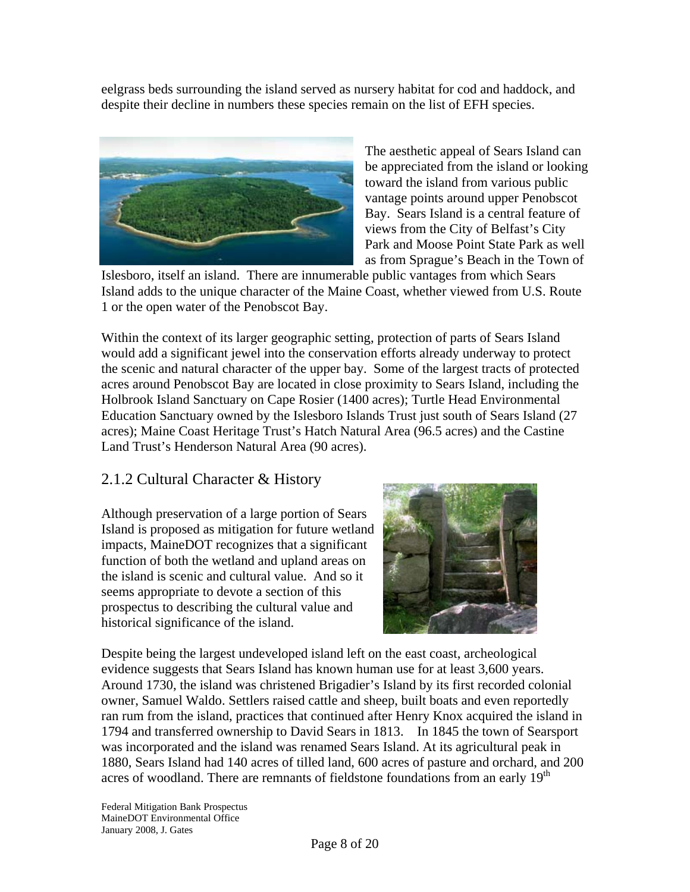eelgrass beds surrounding the island served as nursery habitat for cod and haddock, and despite their decline in numbers these species remain on the list of EFH species.

The aesthetic appeal of Sears Island can be appreciated from the island or looking toward the island from various public vantage points around upper Penobscot Bay. Sears Island is a central feature of views from the City of Belfast's City Park and Moose Point State Park as well as from Sprague's Beach in the Town of Islesboro, itself an island. There are innumerable public vantages from which Sears Island adds to the unique character of the Maine Coast, whether viewed from U.S. Route 1 or the open water of the Penobscot Bay.

Within the context of its larger geographic setting, protection of parts of Sears Island would add a significant jewel into the conservation efforts already underway to protect the scenic and natural character of the upper bay. Some of the largest tracts of protected acres around Penobscot Bay are located in close proximity to Sears Island, including the Holbrook Island Sanctuary on Cape Rosier (1400 acres); Turtle Head Environmental Education Sanctuary owned by the Islesboro Islands Trust just south of Sears Island (27 acres); Maine Coast Heritage Trust's Hatch Natural Area (96.5 acres) and the Castine Land Trust's Henderson Natural Area (90 acres).

## 2.1.2 Cultural Character & History

Although preservation of a large portion of Sears Island is proposed as mitigation for future wetland impacts, MaineDOT recognizes that a significant function of both the wetland and upland areas on the island is scenic and cultural value. And so it seems appropriate to devote a section of this prospectus to describing the cultural value and historical significance of the island.

Despite being the largest undeveloped island left on the east coast, archeological evidence suggests that Sears Island has known human use for at least 3,600 years. Around 1730, the island was christened Brigadier's Island by its first recorded colonial owner, Samuel Waldo. Settlers raised cattle and sheep, built boats and even reportedly ran rum from the island, practices that continued after Henry Knox acquired the island in 1794 and transferred ownership to David Sears in 1813. In 1845 the town of Searsport was incorporated and the island was renamed Sears Island. At its agricultural peak in 1880, Sears Island had 140 acres of tilled land, 600 acres of pasture and orchard, and 200 acres of woodland. There are remnants of fieldstone foundations from an early 19th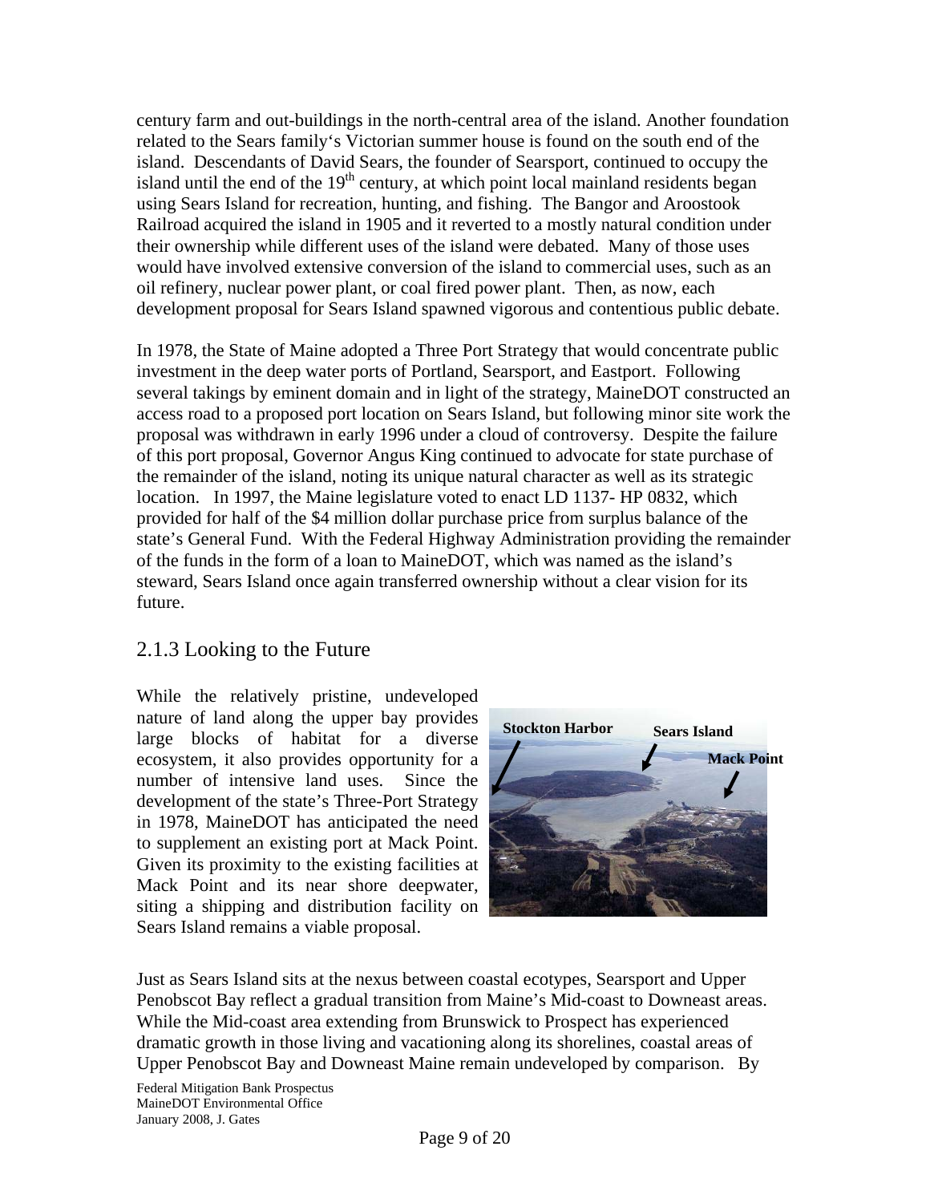century farm and out-buildings in the north-central area of the island. Another foundation related to the Sears family's Victorian summer house is found on the south end of the island. Descendants of David Sears, the founder of Searsport, continued to occupy the island until the end of the 19th century, at which point local mainland residents began using Sears Island for recreation, hunting, and fishing. The Bangor and Aroostook Railroad acquired the island in 1905 and it reverted to a mostly natural condition under their ownership while different uses of the island were debated. Many of those uses would have involved extensive conversion of the island to commercial uses, such as an oil refinery, nuclear power plant, or coal fired power plant. Then, as now, each development proposal for Sears Island spawned vigorous and contentious public debate.

In 1978, the State of Maine adopted a Three Port Strategy that would concentrate public investment in the deep water ports of Portland, Searsport, and Eastport. Following several takings by eminent domain and in light of the strategy, MaineDOT constructed an access road to a proposed port location on Sears Island, but following minor site work the proposal was withdrawn in early 1996 under a cloud of controversy. Despite the failure of this port proposal, Governor Angus King continued to advocate for state purchase of the remainder of the island, noting its unique natural character as well as its strategic location. In 1997, the Maine legislature voted to enact LD 1137- HP 0832, which provided for half of the $4 million dollar purchase price from surplus balance of the state's General Fund. With the Federal Highway Administration providing the remainder of the funds in the form of a loan to MaineDOT, which was named as the island's steward, Sears Island once again transferred ownership without a clear vision for its future.

## 2.1.3 Looking to the Future

While the relatively pristine, undeveloped nature of land along the upper bay provides large blocks of habitat for a diverse ecosystem, it also provides opportunity for a number of intensive land uses. Since the development of the state's Three-Port Strategy in 1978, MaineDOT has anticipated the need to supplement an existing port at Mack Point. Given its proximity to the existing facilities at Mack Point and its near shore deepwater, siting a shipping and distribution facility on Sears Island remains a viable proposal.

Just as Sears Island sits at the nexus between coastal ecotypes, Searsport and Upper Penobscot Bay reflect a gradual transition from Maine's Mid-coast to Downeast areas. While the Mid-coast area extending from Brunswick to Prospect has experienced dramatic growth in those living and vacationing along its shorelines, coastal areas of Upper Penobscot Bay and Downeast Maine remain undeveloped by comparison. By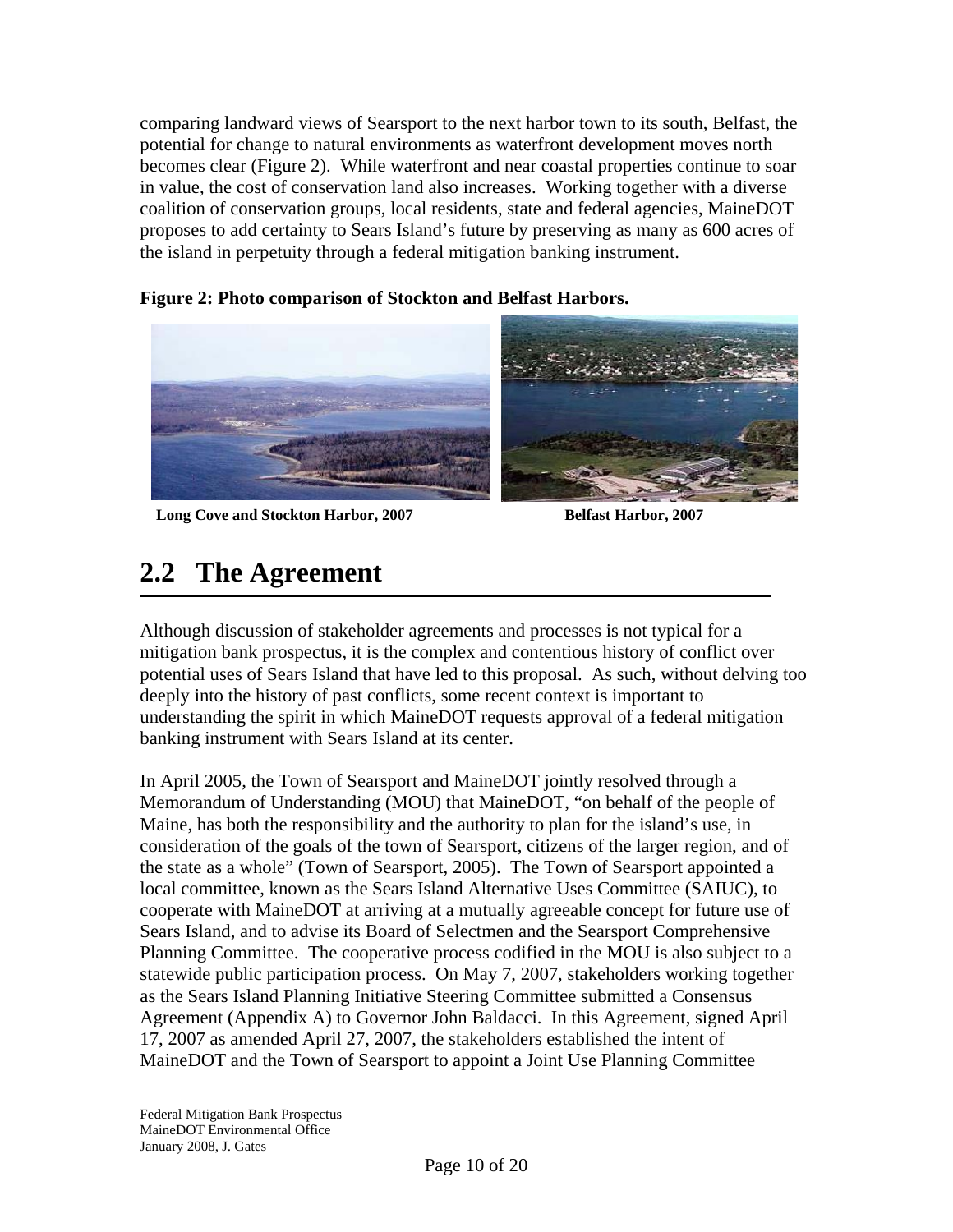comparing landward views of Searsport to the next harbor town to its south, Belfast, the potential for change to natural environments as waterfront development moves north becomes clear (Figure 2). While waterfront and near coastal properties continue to soar in value, the cost of conservation land also increases. Working together with a diverse coalition of conservation groups, local residents, state and federal agencies, MaineDOT proposes to add certainty to Sears Island's future by preserving as many as 600 acres of the island in perpetuity through a federal mitigation banking instrument.

**Figure 2: Photo comparison of Stockton and Belfast Harbors.**

**Long Cove and Stockton Harbor, 2007**

**Belfast Harbor, 2007**

## 2.2 The Agreement

Although discussion of stakeholder agreements and processes is not typical for a mitigation bank prospectus, it is the complex and contentious history of conflict over potential uses of Sears Island that have led to this proposal. As such, without delving too deeply into the history of past conflicts, some recent context is important to understanding the spirit in which MaineDOT requests approval of a federal mitigation banking instrument with Sears Island at its center.

In April 2005, the Town of Searsport and MaineDOT jointly resolved through a Memorandum of Understanding (MOU) that MaineDOT, "on behalf of the people of Maine, has both the responsibility and the authority to plan for the island's use, in consideration of the goals of the town of Searsport, citizens of the larger region, and of the state as a whole" (Town of Searsport, 2005). The Town of Searsport appointed a local committee, known as the Sears Island Alternative Uses Committee (SAIUC), to cooperate with MaineDOT at arriving at a mutually agreeable concept for future use of Sears Island, and to advise its Board of Selectmen and the Searsport Comprehensive Planning Committee. The cooperative process codified in the MOU is also subject to a statewide public participation process. On May 7, 2007, stakeholders working together as the Sears Island Planning Initiative Steering Committee submitted a Consensus Agreement (Appendix A) to Governor John Baldacci. In this Agreement, signed April 17, 2007 as amended April 27, 2007, the stakeholders established the intent of MaineDOT and the Town of Searsport to appoint a Joint Use Planning Committee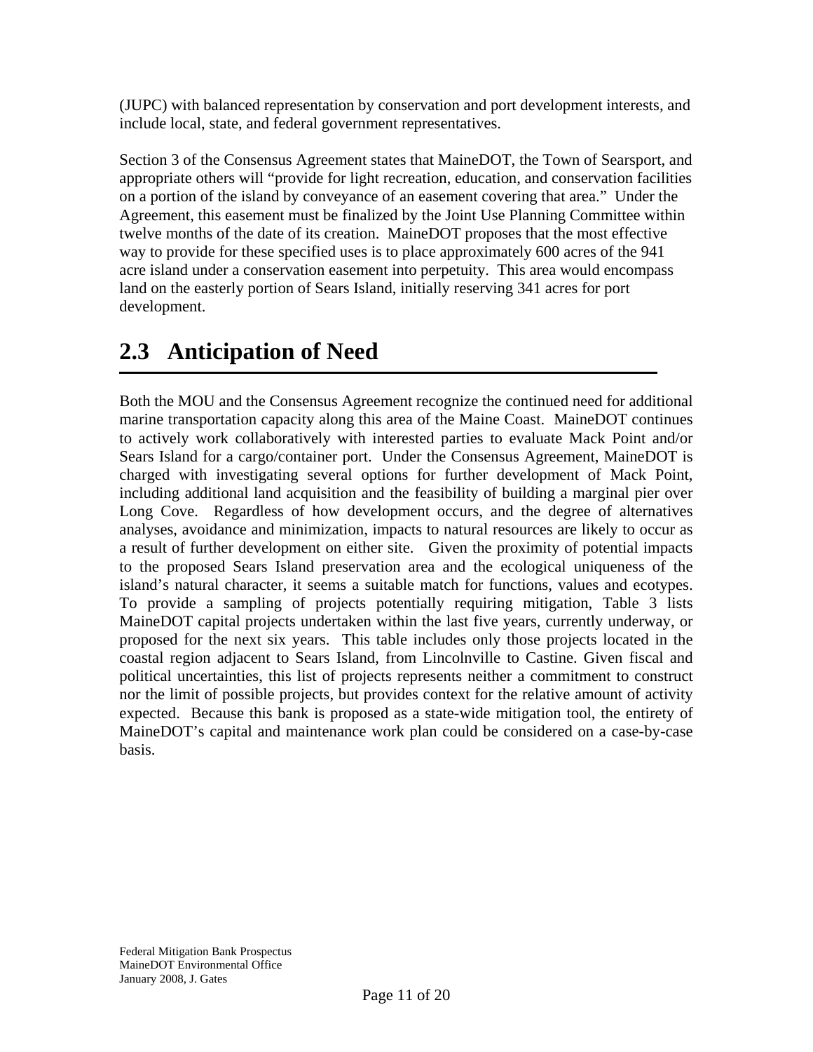(JUPC) with balanced representation by conservation and port development interests, and include local, state, and federal government representatives.

Section 3 of the Consensus Agreement states that MaineDOT, the Town of Searsport, and appropriate others will "provide for light recreation, education, and conservation facilities on a portion of the island by conveyance of an easement covering that area." Under the Agreement, this easement must be finalized by the Joint Use Planning Committee within twelve months of the date of its creation. MaineDOT proposes that the most effective way to provide for these specified uses is to place approximately 600 acres of the 941 acre island under a conservation easement into perpetuity. This area would encompass land on the easterly portion of Sears Island, initially reserving 341 acres for port development.

## 2.3 Anticipation of Need

Both the MOU and the Consensus Agreement recognize the continued need for additional marine transportation capacity along this area of the Maine Coast. MaineDOT continues to actively work collaboratively with interested parties to evaluate Mack Point and/or Sears Island for a cargo/container port. Under the Consensus Agreement, MaineDOT is charged with investigating several options for further development of Mack Point, including additional land acquisition and the feasibility of building a marginal pier over Long Cove. Regardless of how development occurs, and the degree of alternatives analyses, avoidance and minimization, impacts to natural resources are likely to occur as a result of further development on either site. Given the proximity of potential impacts to the proposed Sears Island preservation area and the ecological uniqueness of the island's natural character, it seems a suitable match for functions, values and ecotypes. To provide a sampling of projects potentially requiring mitigation, Table 3 lists MaineDOT capital projects undertaken within the last five years, currently underway, or proposed for the next six years. This table includes only those projects located in the coastal region adjacent to Sears Island, from Lincolnville to Castine. Given fiscal and political uncertainties, this list of projects represents neither a commitment to construct nor the limit of possible projects, but provides context for the relative amount of activity expected. Because this bank is proposed as a state-wide mitigation tool, the entirety of MaineDOT's capital and maintenance work plan could be considered on a case-by-case basis.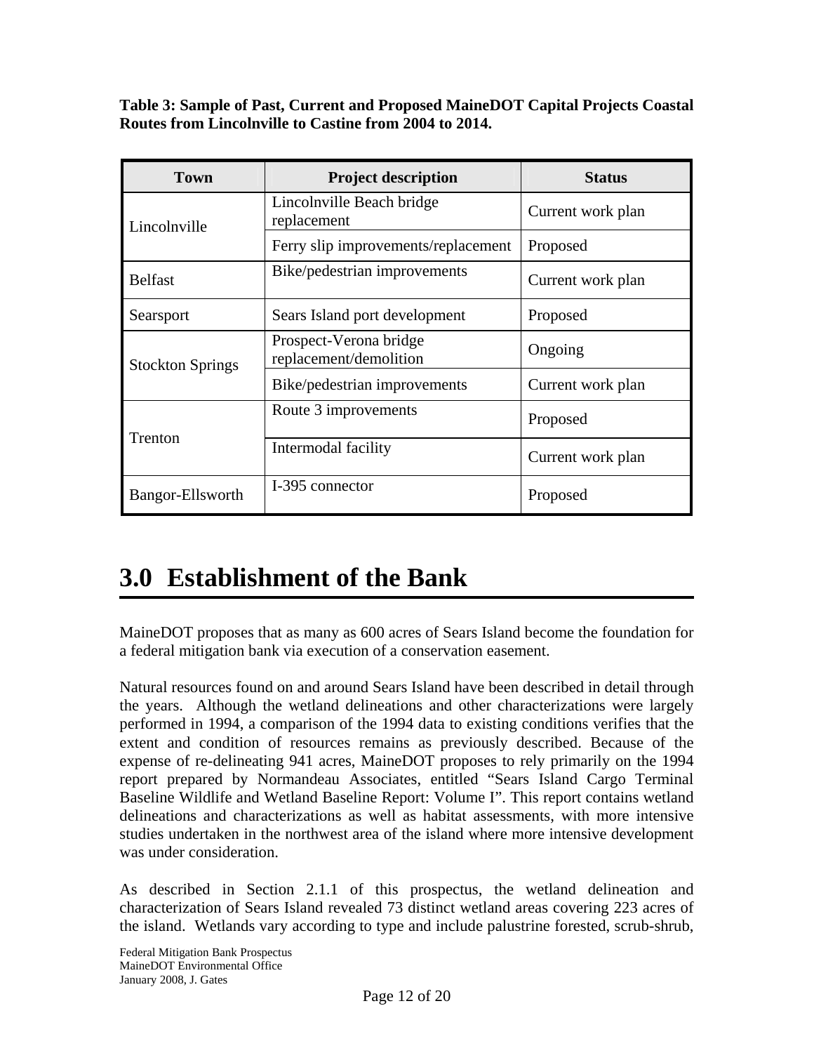**Table 3: Sample of Past, Current and Proposed MaineDOT Capital Projects Coastal Routes from Lincolnville to Castine from 2004 to 2014.**

| Town | Project description | Status |
|---|---|---|
| Lincolnville | Lincolnville Beach bridge replacement | Current work plan |
| | Ferry slip improvements/replacement | Proposed |
| Belfast | Bike/pedestrian improvements | Current work plan |
| Searsport | Sears Island port development | Proposed |
| Stockton Springs | Prospect-Verona bridge replacement/demolition | Ongoing |
| | Bike/pedestrian improvements | Current work plan |
| Trenton | Route 3 improvements | Proposed |
| | Intermodal facility | Current work plan |
| Bangor-Ellsworth | I-395 connector | Proposed |

# 3.0 Establishment of the Bank

MaineDOT proposes that as many as 600 acres of Sears Island become the foundation for a federal mitigation bank via execution of a conservation easement.

Natural resources found on and around Sears Island have been described in detail through the years. Although the wetland delineations and other characterizations were largely performed in 1994, a comparison of the 1994 data to existing conditions verifies that the extent and condition of resources remains as previously described. Because of the expense of re-delineating 941 acres, MaineDOT proposes to rely primarily on the 1994 report prepared by Normandeau Associates, entitled "Sears Island Cargo Terminal Baseline Wildlife and Wetland Baseline Report: Volume I". This report contains wetland delineations and characterizations as well as habitat assessments, with more intensive studies undertaken in the northwest area of the island where more intensive development was under consideration.

As described in Section 2.1.1 of this prospectus, the wetland delineation and characterization of Sears Island revealed 73 distinct wetland areas covering 223 acres of the island. Wetlands vary according to type and include palustrine forested, scrub-shrub,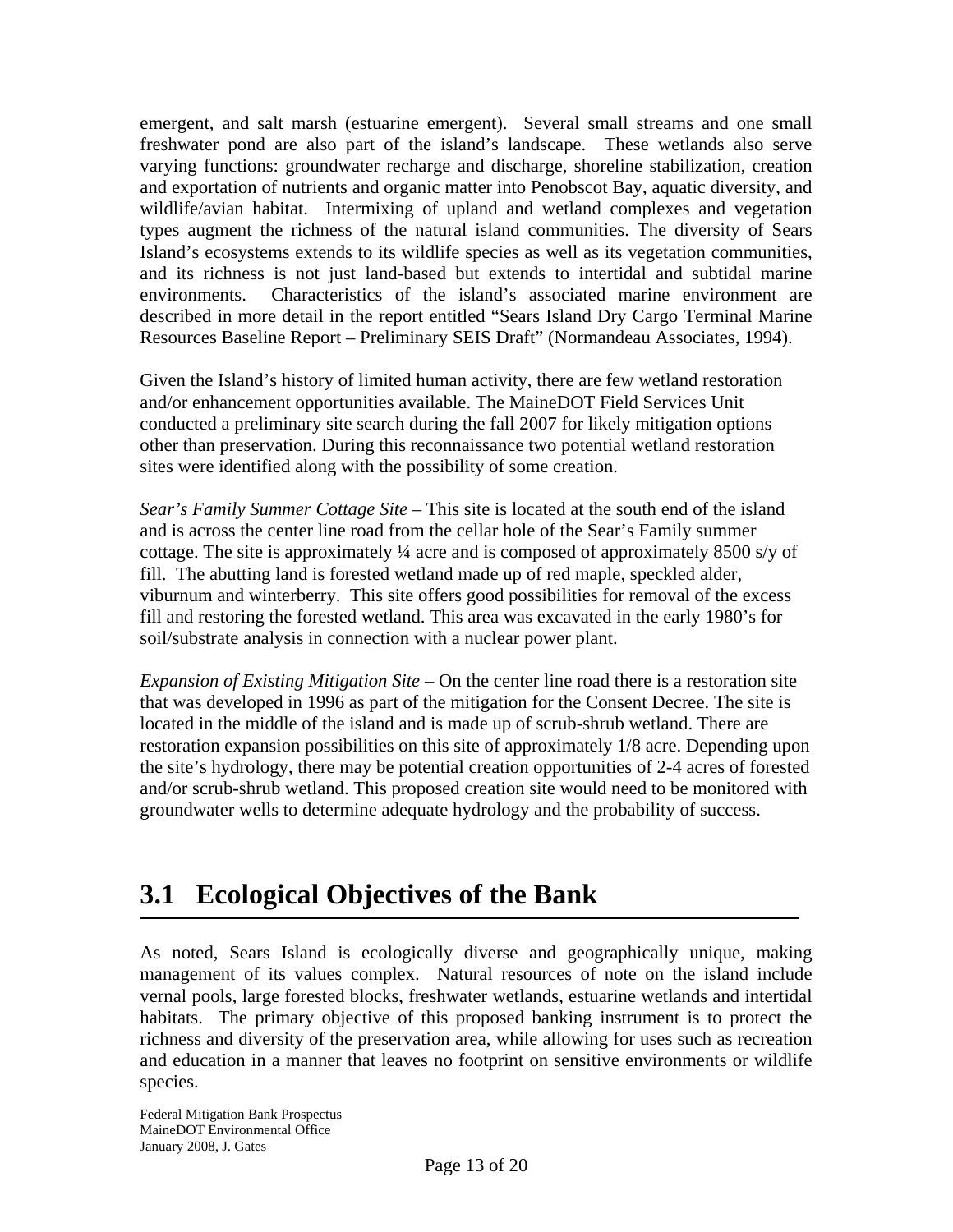emergent, and salt marsh (estuarine emergent). Several small streams and one small freshwater pond are also part of the island's landscape. These wetlands also serve varying functions: groundwater recharge and discharge, shoreline stabilization, creation and exportation of nutrients and organic matter into Penobscot Bay, aquatic diversity, and wildlife/avian habitat. Intermixing of upland and wetland complexes and vegetation types augment the richness of the natural island communities. The diversity of Sears Island's ecosystems extends to its wildlife species as well as its vegetation communities, and its richness is not just land-based but extends to intertidal and subtidal marine environments. Characteristics of the island's associated marine environment are described in more detail in the report entitled "Sears Island Dry Cargo Terminal Marine Resources Baseline Report – Preliminary SEIS Draft" (Normandeau Associates, 1994).

Given the Island's history of limited human activity, there are few wetland restoration and/or enhancement opportunities available. The MaineDOT Field Services Unit conducted a preliminary site search during the fall 2007 for likely mitigation options other than preservation. During this reconnaissance two potential wetland restoration sites were identified along with the possibility of some creation.

*Sear's Family Summer Cottage Site* – This site is located at the south end of the island and is across the center line road from the cellar hole of the Sear's Family summer cottage. The site is approximately ¼ acre and is composed of approximately 8500 s/y of fill. The abutting land is forested wetland made up of red maple, speckled alder, viburnum and winterberry. This site offers good possibilities for removal of the excess fill and restoring the forested wetland. This area was excavated in the early 1980's for soil/substrate analysis in connection with a nuclear power plant.

*Expansion of Existing Mitigation Site* – On the center line road there is a restoration site that was developed in 1996 as part of the mitigation for the Consent Decree. The site is located in the middle of the island and is made up of scrub-shrub wetland. There are restoration expansion possibilities on this site of approximately 1/8 acre. Depending upon the site's hydrology, there may be potential creation opportunities of 2-4 acres of forested and/or scrub-shrub wetland. This proposed creation site would need to be monitored with groundwater wells to determine adequate hydrology and the probability of success.

## 3.1 Ecological Objectives of the Bank

As noted, Sears Island is ecologically diverse and geographically unique, making management of its values complex. Natural resources of note on the island include vernal pools, large forested blocks, freshwater wetlands, estuarine wetlands and intertidal habitats. The primary objective of this proposed banking instrument is to protect the richness and diversity of the preservation area, while allowing for uses such as recreation and education in a manner that leaves no footprint on sensitive environments or wildlife species.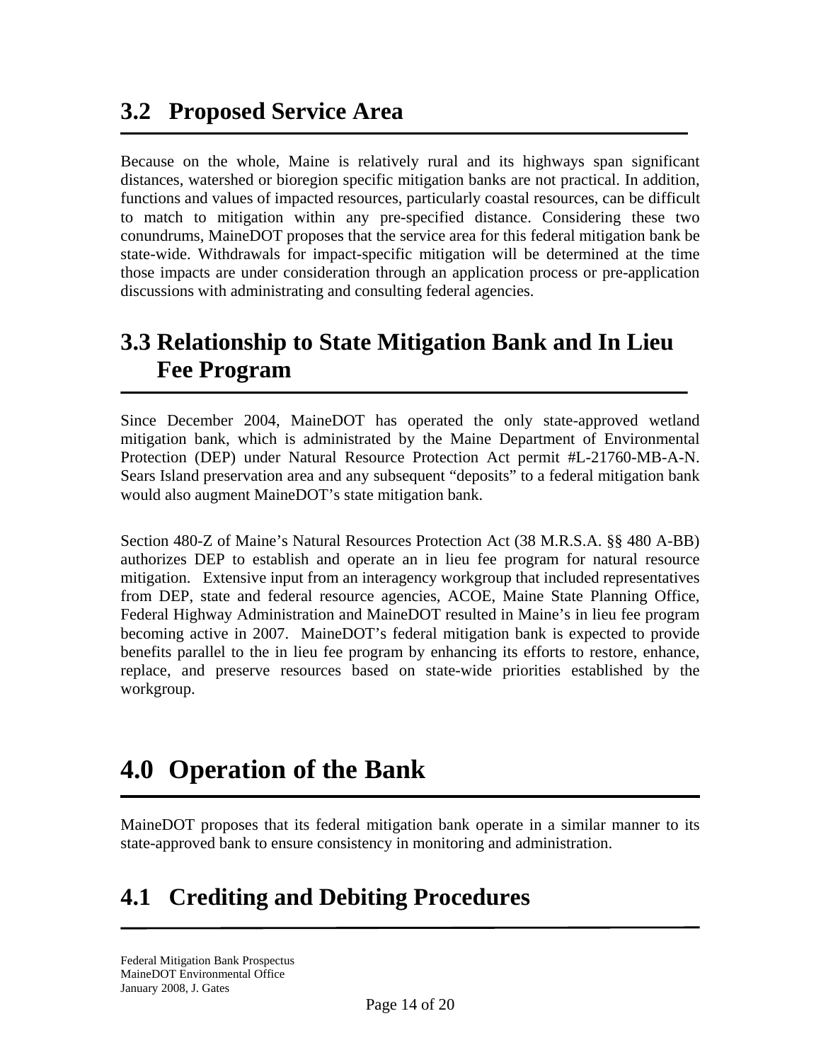## 3.2 Proposed Service Area

Because on the whole, Maine is relatively rural and its highways span significant distances, watershed or bioregion specific mitigation banks are not practical. In addition, functions and values of impacted resources, particularly coastal resources, can be difficult to match to mitigation within any pre-specified distance. Considering these two conundrums, MaineDOT proposes that the service area for this federal mitigation bank be state-wide. Withdrawals for impact-specific mitigation will be determined at the time those impacts are under consideration through an application process or pre-application discussions with administrating and consulting federal agencies.

## 3.3 Relationship to State Mitigation Bank and In Lieu Fee Program

Since December 2004, MaineDOT has operated the only state-approved wetland mitigation bank, which is administrated by the Maine Department of Environmental Protection (DEP) under Natural Resource Protection Act permit #L-21760-MB-A-N. Sears Island preservation area and any subsequent "deposits" to a federal mitigation bank would also augment MaineDOT's state mitigation bank.

Section 480-Z of Maine's Natural Resources Protection Act (38 M.R.S.A. §§ 480 A-BB) authorizes DEP to establish and operate an in lieu fee program for natural resource mitigation. Extensive input from an interagency workgroup that included representatives from DEP, state and federal resource agencies, ACOE, Maine State Planning Office, Federal Highway Administration and MaineDOT resulted in Maine's in lieu fee program becoming active in 2007. MaineDOT's federal mitigation bank is expected to provide benefits parallel to the in lieu fee program by enhancing its efforts to restore, enhance, replace, and preserve resources based on state-wide priorities established by the workgroup.

# 4.0 Operation of the Bank

MaineDOT proposes that its federal mitigation bank operate in a similar manner to its state-approved bank to ensure consistency in monitoring and administration.

## 4.1 Crediting and Debiting Procedures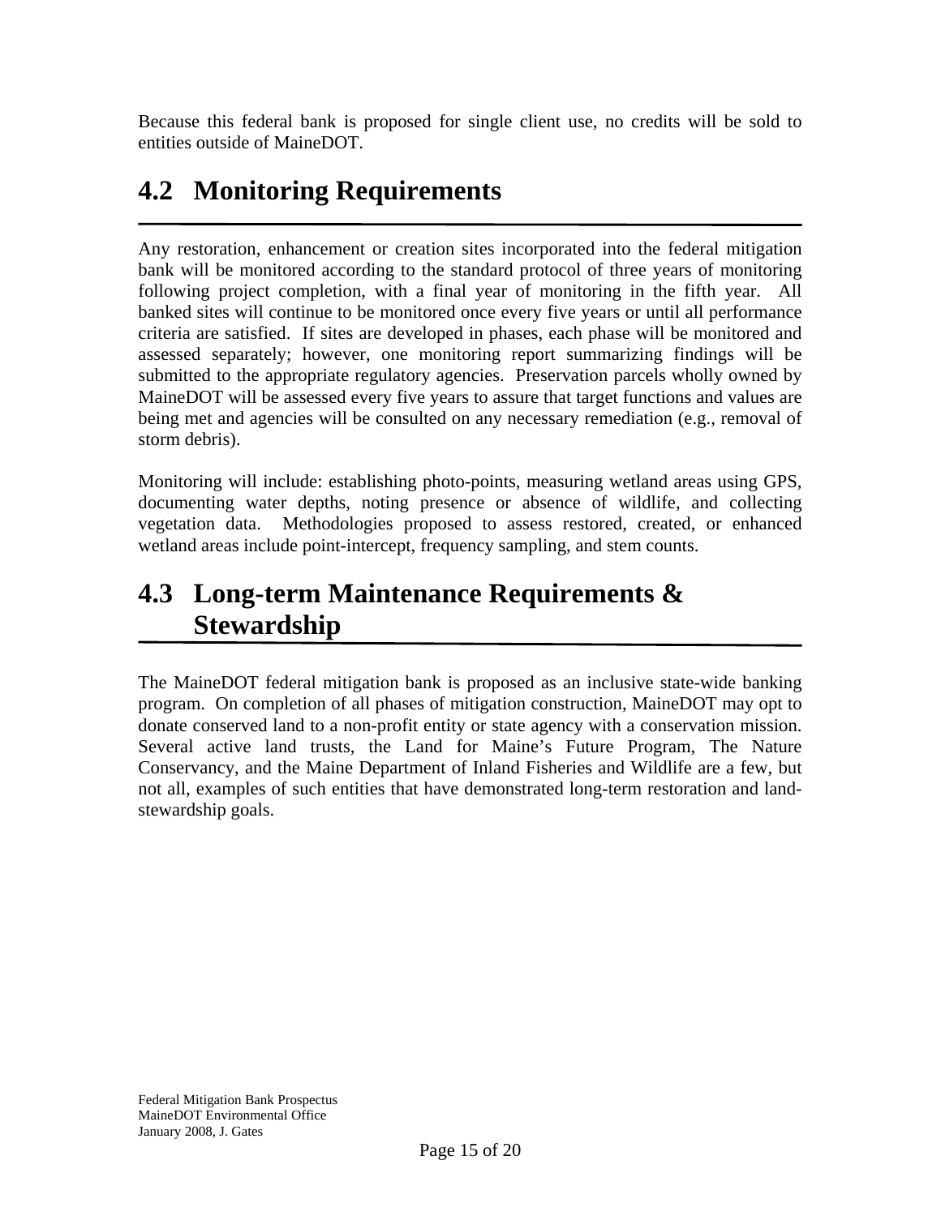Because this federal bank is proposed for single client use, no credits will be sold to entities outside of MaineDOT.

## 4.2 Monitoring Requirements

Any restoration, enhancement or creation sites incorporated into the federal mitigation bank will be monitored according to the standard protocol of three years of monitoring following project completion, with a final year of monitoring in the fifth year. All banked sites will continue to be monitored once every five years or until all performance criteria are satisfied. If sites are developed in phases, each phase will be monitored and assessed separately; however, one monitoring report summarizing findings will be submitted to the appropriate regulatory agencies. Preservation parcels wholly owned by MaineDOT will be assessed every five years to assure that target functions and values are being met and agencies will be consulted on any necessary remediation (e.g., removal of storm debris).

Monitoring will include: establishing photo-points, measuring wetland areas using GPS, documenting water depths, noting presence or absence of wildlife, and collecting vegetation data. Methodologies proposed to assess restored, created, or enhanced wetland areas include point-intercept, frequency sampling, and stem counts.

## 4.3 Long-term Maintenance Requirements & Stewardship

The MaineDOT federal mitigation bank is proposed as an inclusive state-wide banking program. On completion of all phases of mitigation construction, MaineDOT may opt to donate conserved land to a non-profit entity or state agency with a conservation mission. Several active land trusts, the Land for Maine's Future Program, The Nature Conservancy, and the Maine Department of Inland Fisheries and Wildlife are a few, but not all, examples of such entities that have demonstrated long-term restoration and land-stewardship goals.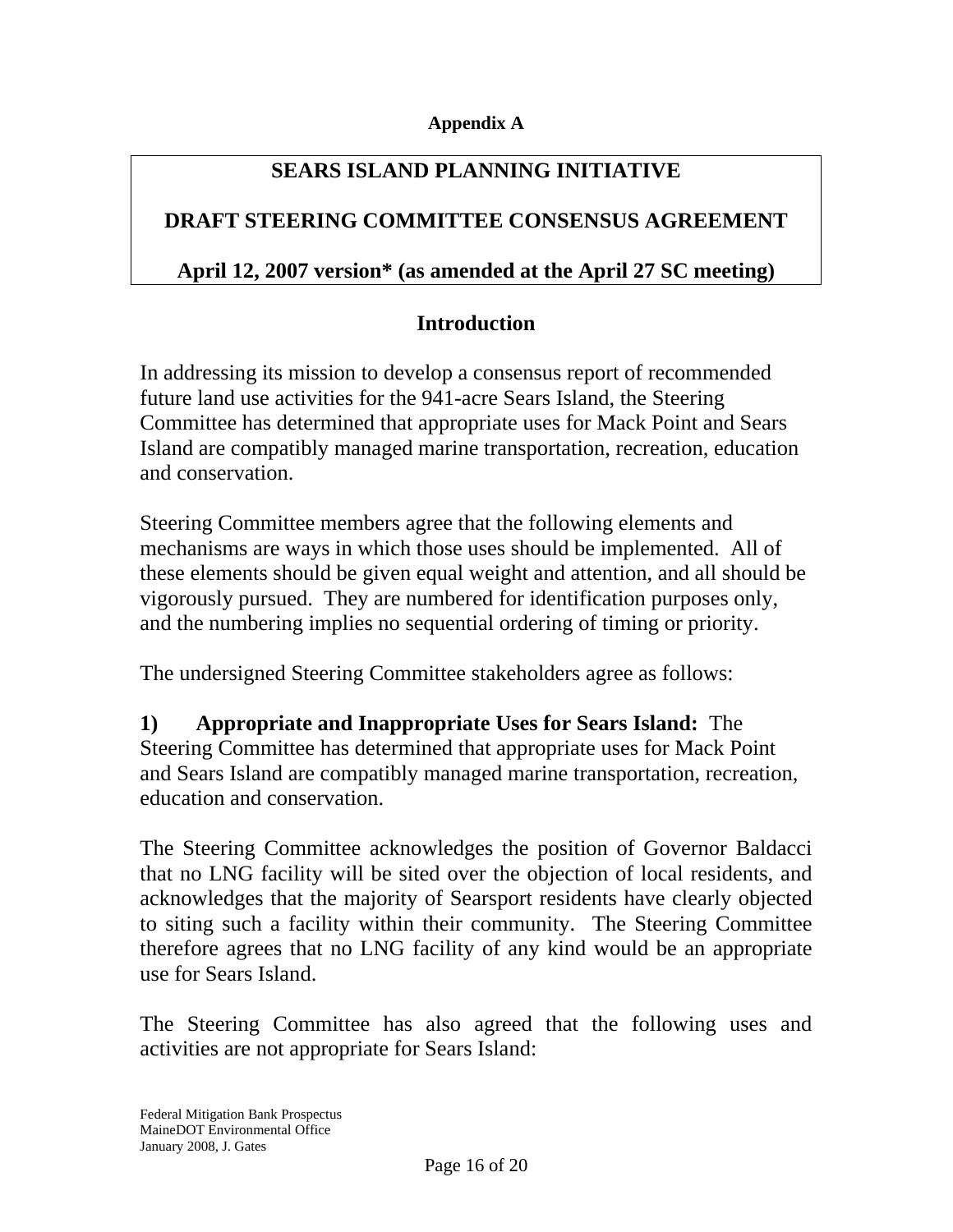**Appendix A**

## SEARS ISLAND PLANNING INITIATIVE

## DRAFT STEERING COMMITTEE CONSENSUS AGREEMENT

## April 12, 2007 version* (as amended at the April 27 SC meeting)

### Introduction

In addressing its mission to develop a consensus report of recommended future land use activities for the 941-acre Sears Island, the Steering Committee has determined that appropriate uses for Mack Point and Sears Island are compatibly managed marine transportation, recreation, education and conservation.

Steering Committee members agree that the following elements and mechanisms are ways in which those uses should be implemented. All of these elements should be given equal weight and attention, and all should be vigorously pursued. They are numbered for identification purposes only, and the numbering implies no sequential ordering of timing or priority.

The undersigned Steering Committee stakeholders agree as follows:

**1) Appropriate and Inappropriate Uses for Sears Island:** The Steering Committee has determined that appropriate uses for Mack Point and Sears Island are compatibly managed marine transportation, recreation, education and conservation.

The Steering Committee acknowledges the position of Governor Baldacci that no LNG facility will be sited over the objection of local residents, and acknowledges that the majority of Searsport residents have clearly objected to siting such a facility within their community. The Steering Committee therefore agrees that no LNG facility of any kind would be an appropriate use for Sears Island.

The Steering Committee has also agreed that the following uses and activities are not appropriate for Sears Island:

Federal Mitigation Bank Prospectus
MaineDOT Environmental Office
January 2008, J. Gates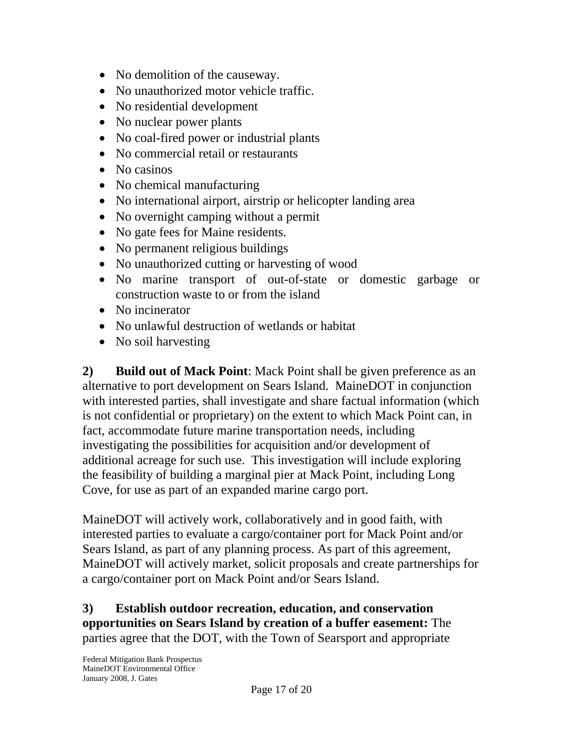- No demolition of the causeway.
- No unauthorized motor vehicle traffic.
- No residential development
- No nuclear power plants
- No coal-fired power or industrial plants
- No commercial retail or restaurants
- No casinos
- No chemical manufacturing
- No international airport, airstrip or helicopter landing area
- No overnight camping without a permit
- No gate fees for Maine residents.
- No permanent religious buildings
- No unauthorized cutting or harvesting of wood
- No marine transport of out-of-state or domestic garbage or construction waste to or from the island
- No incinerator
- No unlawful destruction of wetlands or habitat
- No soil harvesting

**2) Build out of Mack Point**: Mack Point shall be given preference as an alternative to port development on Sears Island. MaineDOT in conjunction with interested parties, shall investigate and share factual information (which is not confidential or proprietary) on the extent to which Mack Point can, in fact, accommodate future marine transportation needs, including investigating the possibilities for acquisition and/or development of additional acreage for such use. This investigation will include exploring the feasibility of building a marginal pier at Mack Point, including Long Cove, for use as part of an expanded marine cargo port.

MaineDOT will actively work, collaboratively and in good faith, with interested parties to evaluate a cargo/container port for Mack Point and/or Sears Island, as part of any planning process. As part of this agreement, MaineDOT will actively market, solicit proposals and create partnerships for a cargo/container port on Mack Point and/or Sears Island.

**3) Establish outdoor recreation, education, and conservation opportunities on Sears Island by creation of a buffer easement:** The parties agree that the DOT, with the Town of Searsport and appropriate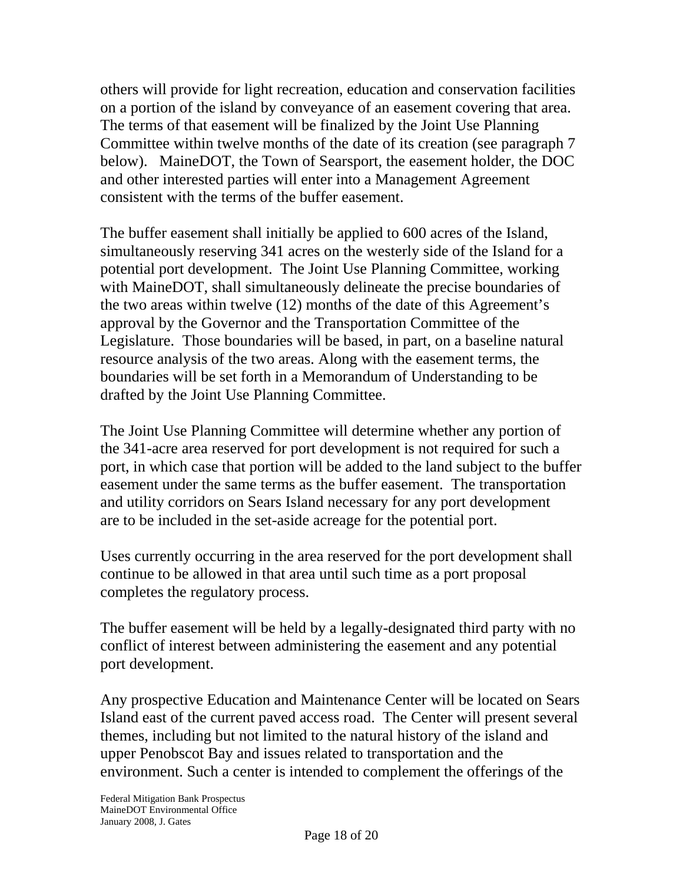others will provide for light recreation, education and conservation facilities on a portion of the island by conveyance of an easement covering that area. The terms of that easement will be finalized by the Joint Use Planning Committee within twelve months of the date of its creation (see paragraph 7 below). MaineDOT, the Town of Searsport, the easement holder, the DOC and other interested parties will enter into a Management Agreement consistent with the terms of the buffer easement.

The buffer easement shall initially be applied to 600 acres of the Island, simultaneously reserving 341 acres on the westerly side of the Island for a potential port development. The Joint Use Planning Committee, working with MaineDOT, shall simultaneously delineate the precise boundaries of the two areas within twelve (12) months of the date of this Agreement's approval by the Governor and the Transportation Committee of the Legislature. Those boundaries will be based, in part, on a baseline natural resource analysis of the two areas. Along with the easement terms, the boundaries will be set forth in a Memorandum of Understanding to be drafted by the Joint Use Planning Committee.

The Joint Use Planning Committee will determine whether any portion of the 341-acre area reserved for port development is not required for such a port, in which case that portion will be added to the land subject to the buffer easement under the same terms as the buffer easement. The transportation and utility corridors on Sears Island necessary for any port development are to be included in the set-aside acreage for the potential port.

Uses currently occurring in the area reserved for the port development shall continue to be allowed in that area until such time as a port proposal completes the regulatory process.

The buffer easement will be held by a legally-designated third party with no conflict of interest between administering the easement and any potential port development.

Any prospective Education and Maintenance Center will be located on Sears Island east of the current paved access road. The Center will present several themes, including but not limited to the natural history of the island and upper Penobscot Bay and issues related to transportation and the environment. Such a center is intended to complement the offerings of the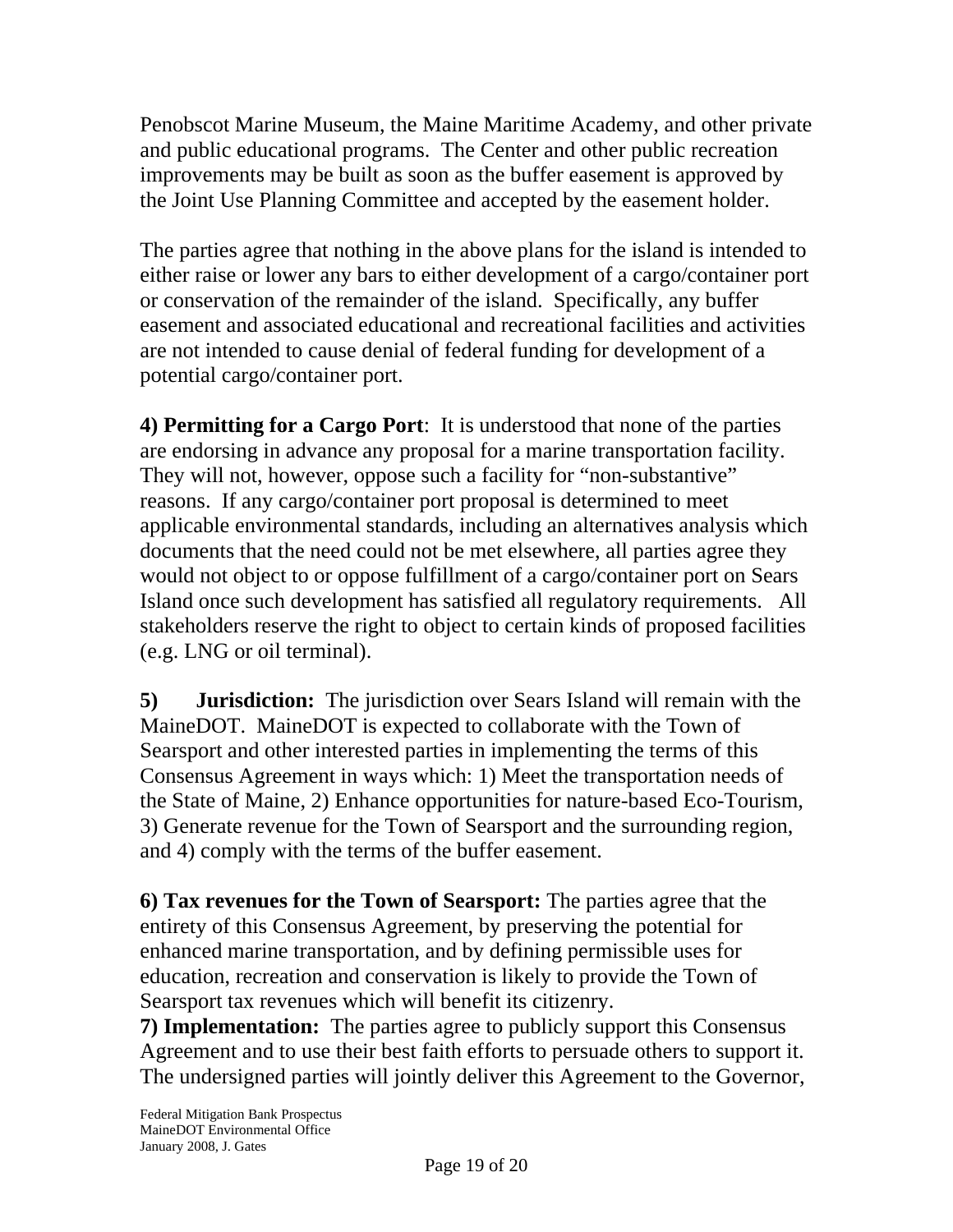Penobscot Marine Museum, the Maine Maritime Academy, and other private and public educational programs. The Center and other public recreation improvements may be built as soon as the buffer easement is approved by the Joint Use Planning Committee and accepted by the easement holder.

The parties agree that nothing in the above plans for the island is intended to either raise or lower any bars to either development of a cargo/container port or conservation of the remainder of the island. Specifically, any buffer easement and associated educational and recreational facilities and activities are not intended to cause denial of federal funding for development of a potential cargo/container port.

**4) Permitting for a Cargo Port**: It is understood that none of the parties are endorsing in advance any proposal for a marine transportation facility. They will not, however, oppose such a facility for "non-substantive" reasons. If any cargo/container port proposal is determined to meet applicable environmental standards, including an alternatives analysis which documents that the need could not be met elsewhere, all parties agree they would not object to or oppose fulfillment of a cargo/container port on Sears Island once such development has satisfied all regulatory requirements. All stakeholders reserve the right to object to certain kinds of proposed facilities (e.g. LNG or oil terminal).

**5) Jurisdiction:** The jurisdiction over Sears Island will remain with the MaineDOT. MaineDOT is expected to collaborate with the Town of Searsport and other interested parties in implementing the terms of this Consensus Agreement in ways which: 1) Meet the transportation needs of the State of Maine, 2) Enhance opportunities for nature-based Eco-Tourism, 3) Generate revenue for the Town of Searsport and the surrounding region, and 4) comply with the terms of the buffer easement.

**6) Tax revenues for the Town of Searsport:** The parties agree that the entirety of this Consensus Agreement, by preserving the potential for enhanced marine transportation, and by defining permissible uses for education, recreation and conservation is likely to provide the Town of Searsport tax revenues which will benefit its citizenry.

**7) Implementation:** The parties agree to publicly support this Consensus Agreement and to use their best faith efforts to persuade others to support it. The undersigned parties will jointly deliver this Agreement to the Governor,

Federal Mitigation Bank Prospectus
MaineDOT Environmental Office
January 2008, J. Gates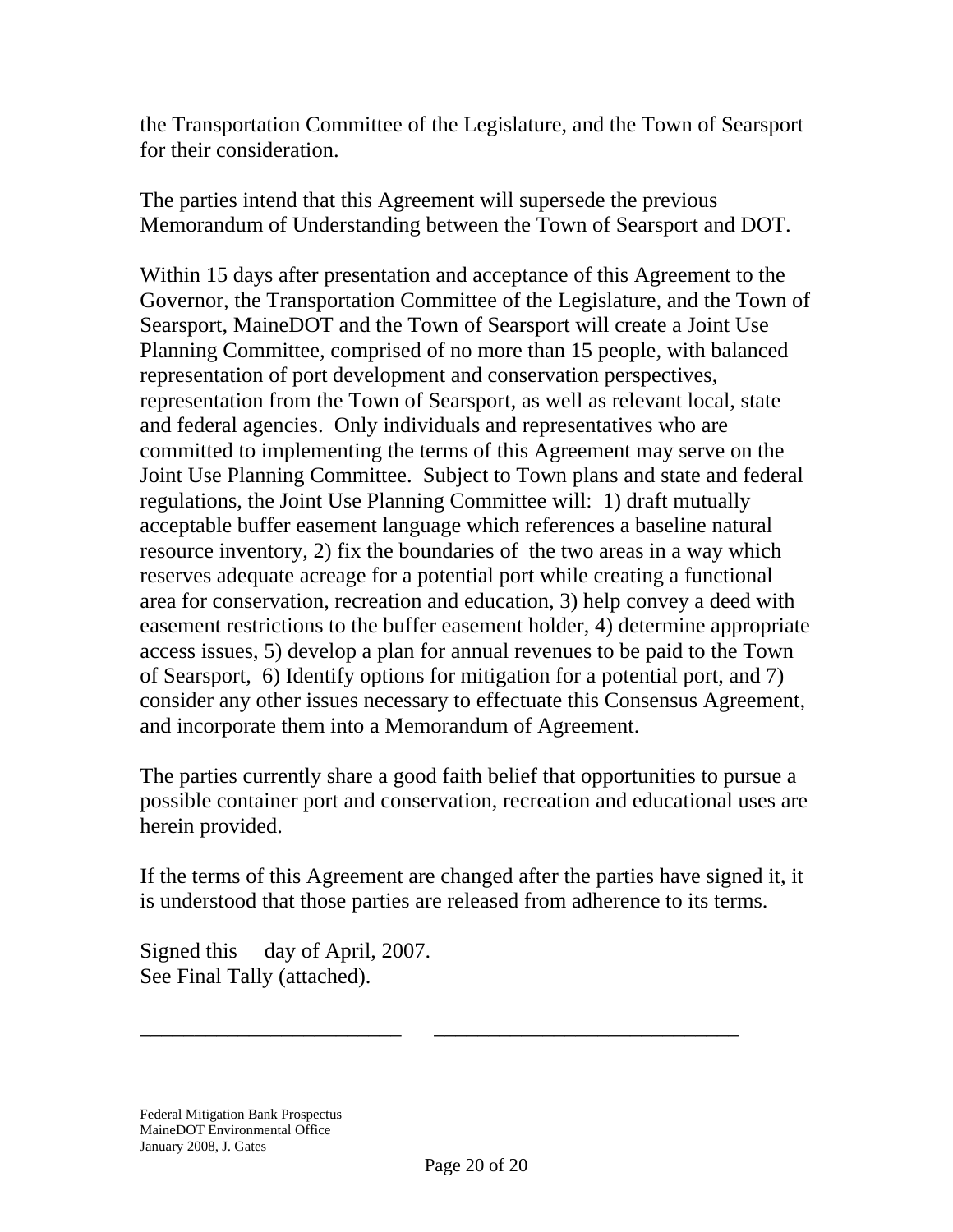the Transportation Committee of the Legislature, and the Town of Searsport for their consideration.

The parties intend that this Agreement will supersede the previous Memorandum of Understanding between the Town of Searsport and DOT.

Within 15 days after presentation and acceptance of this Agreement to the Governor, the Transportation Committee of the Legislature, and the Town of Searsport, MaineDOT and the Town of Searsport will create a Joint Use Planning Committee, comprised of no more than 15 people, with balanced representation of port development and conservation perspectives, representation from the Town of Searsport, as well as relevant local, state and federal agencies. Only individuals and representatives who are committed to implementing the terms of this Agreement may serve on the Joint Use Planning Committee. Subject to Town plans and state and federal regulations, the Joint Use Planning Committee will: 1) draft mutually acceptable buffer easement language which references a baseline natural resource inventory, 2) fix the boundaries of the two areas in a way which reserves adequate acreage for a potential port while creating a functional area for conservation, recreation and education, 3) help convey a deed with easement restrictions to the buffer easement holder, 4) determine appropriate access issues, 5) develop a plan for annual revenues to be paid to the Town of Searsport, 6) Identify options for mitigation for a potential port, and 7) consider any other issues necessary to effectuate this Consensus Agreement, and incorporate them into a Memorandum of Agreement.

The parties currently share a good faith belief that opportunities to pursue a possible container port and conservation, recreation and educational uses are herein provided.

If the terms of this Agreement are changed after the parties have signed it, it is understood that those parties are released from adherence to its terms.

Signed this ___ day of April, 2007.
See Final Tally (attached).

________________________ ____________________________

Federal Mitigation Bank Prospectus
MaineDOT Environmental Office
January 2008, J. Gates